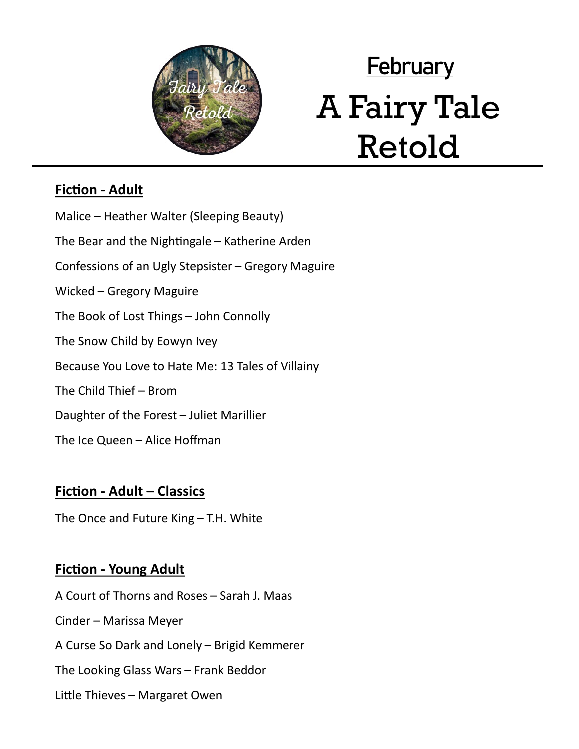## February

# A Fairy Tale Retold

**Fiction - Adult**

Malice – Heather Walter (Sleeping Beauty)

The Bear and the Nightingale – Katherine Arden

Confessions of an Ugly Stepsister – Gregory Maguire

Wicked – Gregory Maguire

The Book of Lost Things – John Connolly

The Snow Child by Eowyn Ivey

Because You Love to Hate Me: 13 Tales of Villainy

The Child Thief – Brom

Daughter of the Forest – Juliet Marillier

The Ice Queen – Alice Hoffman

**Fiction - Adult – Classics**

The Once and Future King – T.H. White

**Fiction - Young Adult**

A Court of Thorns and Roses – Sarah J. Maas

Cinder – Marissa Meyer

A Curse So Dark and Lonely – Brigid Kemmerer

The Looking Glass Wars – Frank Beddor

Little Thieves – Margaret Owen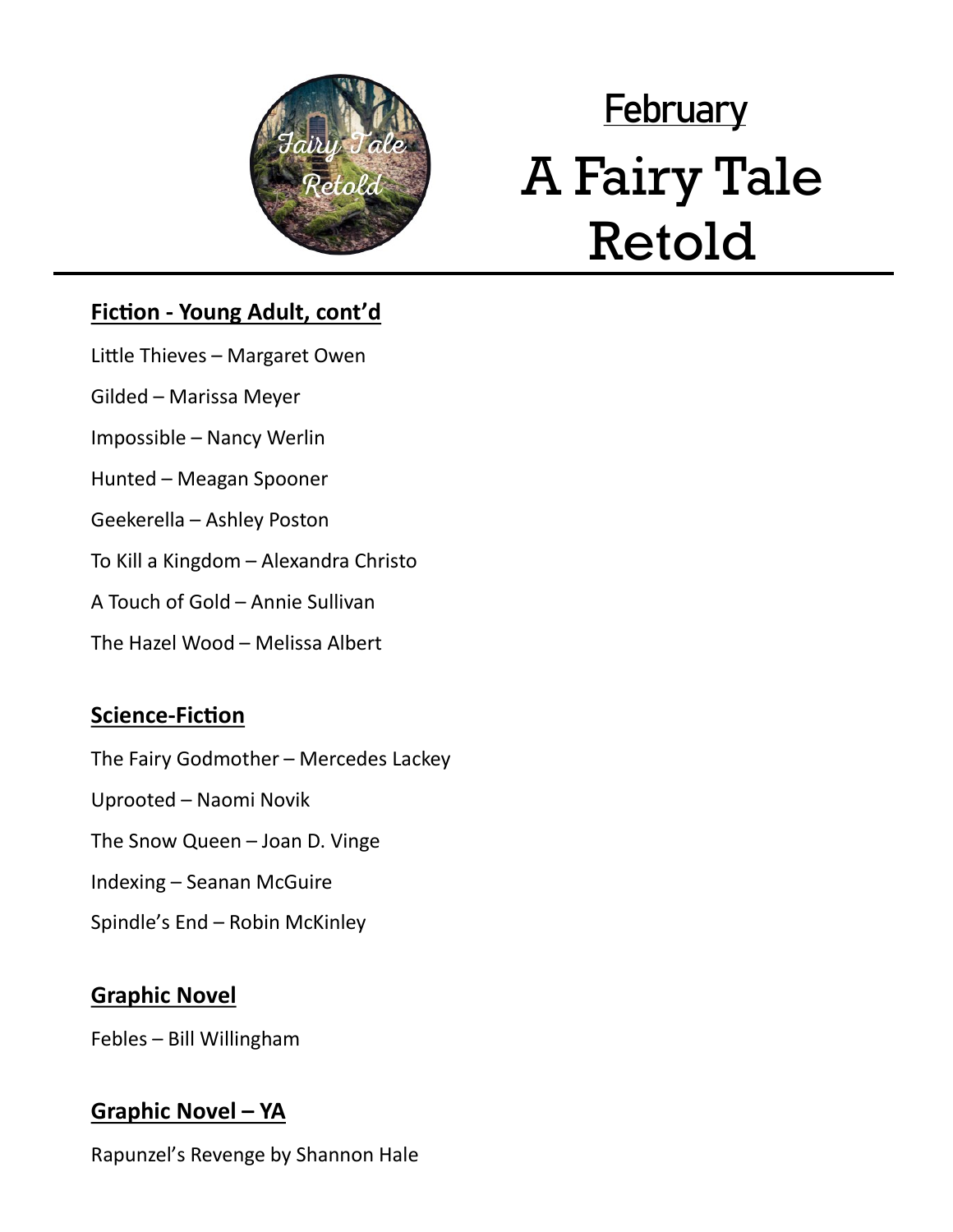# February

# A Fairy Tale Retold

## Fiction - Young Adult, cont'd

Little Thieves – Margaret Owen

Gilded – Marissa Meyer

Impossible – Nancy Werlin

Hunted – Meagan Spooner

Geekerella – Ashley Poston

To Kill a Kingdom – Alexandra Christo

A Touch of Gold – Annie Sullivan

The Hazel Wood – Melissa Albert

## Science-Fiction

The Fairy Godmother – Mercedes Lackey

Uprooted – Naomi Novik

The Snow Queen – Joan D. Vinge

Indexing – Seanan McGuire

Spindle's End – Robin McKinley

## Graphic Novel

Febles – Bill Willingham

## Graphic Novel – YA

Rapunzel's Revenge by Shannon Hale